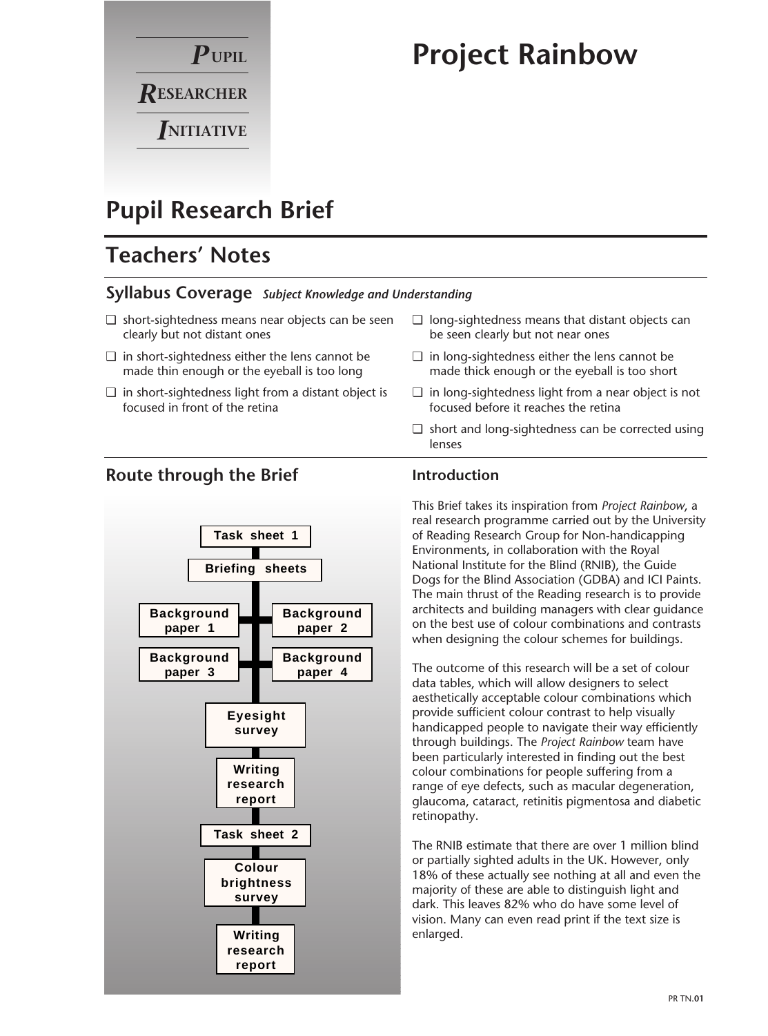Pupil Researcher Initiative

# Project Rainbow

## Pupil Research Brief

## Teachers' Notes

### Syllabus Coverage *Subject Knowledge and Understanding*

- short-sightedness means near objects can be seen clearly but not distant ones
- in short-sightedness either the lens cannot be made thin enough or the eyeball is too long
- in short-sightedness light from a distant object is focused in front of the retina
- long-sightedness means that distant objects can be seen clearly but not near ones
- in long-sightedness either the lens cannot be made thick enough or the eyeball is too short
- in long-sightedness light from a near object is not focused before it reaches the retina
- short and long-sightedness can be corrected using lenses

### Route through the Brief

- Task sheet 1
- Briefing sheets
  - Background paper 1
  - Background paper 2
  - Background paper 3
  - Background paper 4
- Eyesight survey
- Writing research report
- Task sheet 2
- Colour brightness survey
- Writing research report

### Introduction

This Brief takes its inspiration from *Project Rainbow*, a real research programme carried out by the University of Reading Research Group for Non-handicapping Environments, in collaboration with the Royal National Institute for the Blind (RNIB), the Guide Dogs for the Blind Association (GDBA) and ICI Paints. The main thrust of the Reading research is to provide architects and building managers with clear guidance on the best use of colour combinations and contrasts when designing the colour schemes for buildings.

The outcome of this research will be a set of colour data tables, which will allow designers to select aesthetically acceptable colour combinations which provide sufficient colour contrast to help visually handicapped people to navigate their way efficiently through buildings. The *Project Rainbow* team have been particularly interested in finding out the best colour combinations for people suffering from a range of eye defects, such as macular degeneration, glaucoma, cataract, retinitis pigmentosa and diabetic retinopathy.

The RNIB estimate that there are over 1 million blind or partially sighted adults in the UK. However, only 18% of these actually see nothing at all and even the majority of these are able to distinguish light and dark. This leaves 82% who do have some level of vision. Many can even read print if the text size is enlarged.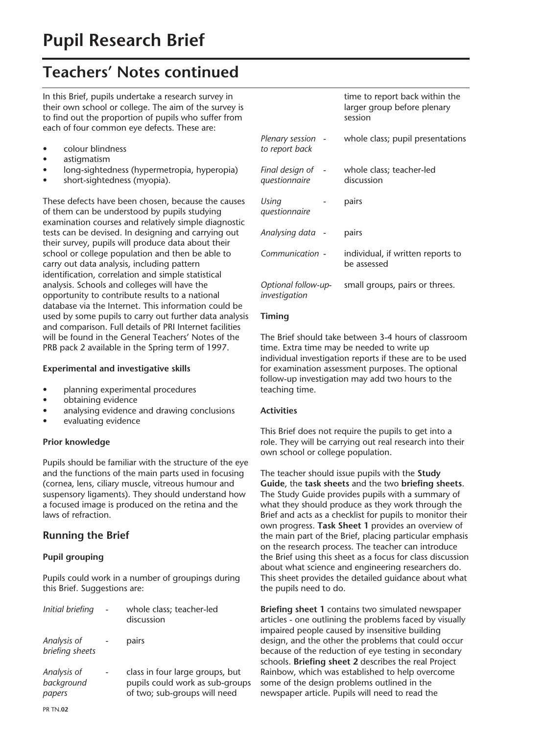# Pupil Research Brief

## Teachers' Notes continued

In this Brief, pupils undertake a research survey in their own school or college. The aim of the survey is to find out the proportion of pupils who suffer from each of four common eye defects. These are:

- colour blindness
- astigmatism
- long-sightedness (hypermetropia, hyperopia)
- short-sightedness (myopia).

These defects have been chosen, because the causes of them can be understood by pupils studying examination courses and relatively simple diagnostic tests can be devised. In designing and carrying out their survey, pupils will produce data about their school or college population and then be able to carry out data analysis, including pattern identification, correlation and simple statistical analysis. Schools and colleges will have the opportunity to contribute results to a national database via the Internet. This information could be used by some pupils to carry out further data analysis and comparison. Full details of PRI Internet facilities will be found in the General Teachers' Notes of the PRB pack 2 available in the Spring term of 1997.

**Experimental and investigative skills**

- planning experimental procedures
- obtaining evidence
- analysing evidence and drawing conclusions
- evaluating evidence

**Prior knowledge**

Pupils should be familiar with the structure of the eye and the functions of the main parts used in focusing (cornea, lens, ciliary muscle, vitreous humour and suspensory ligaments). They should understand how a focused image is produced on the retina and the laws of refraction.

### Running the Brief

**Pupil grouping**

Pupils could work in a number of groupings during this Brief. Suggestions are:

| | | |
|---|---|---|
| *Initial briefing* | - | whole class; teacher-led discussion |
| *Analysis of briefing sheets* | - | pairs |
| *Analysis of background papers* | - | class in four large groups, but pupils could work as sub-groups of two; sub-groups will need time to report back within the larger group before plenary session |
| *Plenary session to report back* | - | whole class; pupil presentations |
| *Final design of questionnaire* | - | whole class; teacher-led discussion |
| *Using questionnaire* | - | pairs |
| *Analysing data* | - | pairs |
| *Communication* | - | individual, if written reports to be assessed |
| *Optional follow-up-investigation* | | small groups, pairs or threes. |

**Timing**

The Brief should take between 3-4 hours of classroom time. Extra time may be needed to write up individual investigation reports if these are to be used for examination assessment purposes. The optional follow-up investigation may add two hours to the teaching time.

**Activities**

This Brief does not require the pupils to get into a role. They will be carrying out real research into their own school or college population.

The teacher should issue pupils with the **Study Guide**, the **task sheets** and the two **briefing sheets**. The Study Guide provides pupils with a summary of what they should produce as they work through the Brief and acts as a checklist for pupils to monitor their own progress. **Task Sheet 1** provides an overview of the main part of the Brief, placing particular emphasis on the research process. The teacher can introduce the Brief using this sheet as a focus for class discussion about what science and engineering researchers do. This sheet provides the detailed guidance about what the pupils need to do.

**Briefing sheet 1** contains two simulated newspaper articles - one outlining the problems faced by visually impaired people caused by insensitive building design, and the other the problems that could occur because of the reduction of eye testing in secondary schools. **Briefing sheet 2** describes the real Project Rainbow, which was established to help overcome some of the design problems outlined in the newspaper article. Pupils will need to read the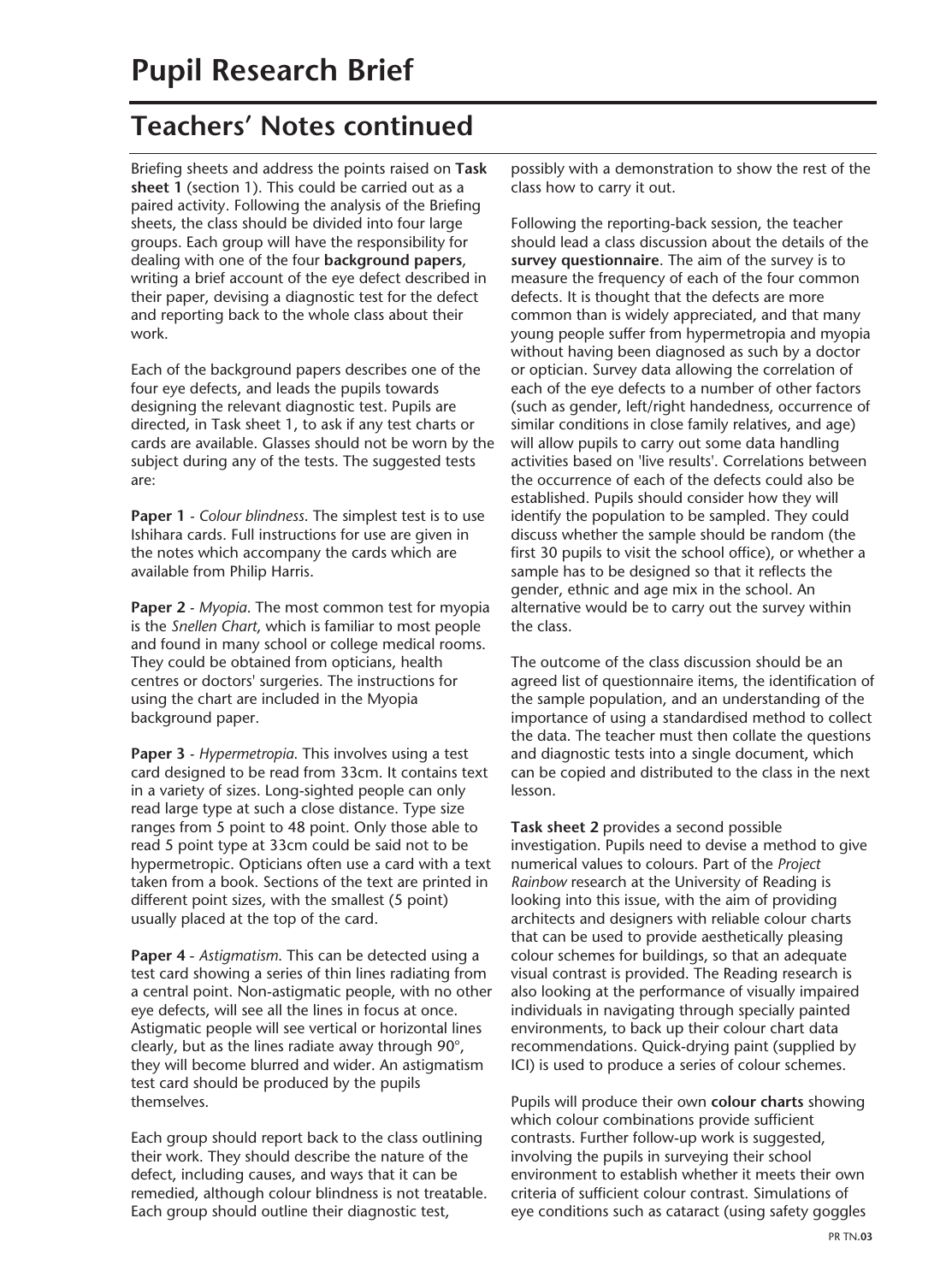# Pupil Research Brief

## Teachers' Notes continued

Briefing sheets and address the points raised on **Task sheet 1** (section 1). This could be carried out as a paired activity. Following the analysis of the Briefing sheets, the class should be divided into four large groups. Each group will have the responsibility for dealing with one of the four **background papers**, writing a brief account of the eye defect described in their paper, devising a diagnostic test for the defect and reporting back to the whole class about their work.

Each of the background papers describes one of the four eye defects, and leads the pupils towards designing the relevant diagnostic test. Pupils are directed, in Task sheet 1, to ask if any test charts or cards are available. Glasses should not be worn by the subject during any of the tests. The suggested tests are:

**Paper 1** - *Colour blindness*. The simplest test is to use Ishihara cards. Full instructions for use are given in the notes which accompany the cards which are available from Philip Harris.

**Paper 2** - *Myopia*. The most common test for myopia is the *Snellen Chart*, which is familiar to most people and found in many school or college medical rooms. They could be obtained from opticians, health centres or doctors' surgeries. The instructions for using the chart are included in the Myopia background paper.

**Paper 3** - *Hypermetropia*. This involves using a test card designed to be read from 33cm. It contains text in a variety of sizes. Long-sighted people can only read large type at such a close distance. Type size ranges from 5 point to 48 point. Only those able to read 5 point type at 33cm could be said not to be hypermetropic. Opticians often use a card with a text taken from a book. Sections of the text are printed in different point sizes, with the smallest (5 point) usually placed at the top of the card.

**Paper 4** - *Astigmatism*. This can be detected using a test card showing a series of thin lines radiating from a central point. Non-astigmatic people, with no other eye defects, will see all the lines in focus at once. Astigmatic people will see vertical or horizontal lines clearly, but as the lines radiate away through 90°, they will become blurred and wider. An astigmatism test card should be produced by the pupils themselves.

Each group should report back to the class outlining their work. They should describe the nature of the defect, including causes, and ways that it can be remedied, although colour blindness is not treatable. Each group should outline their diagnostic test, possibly with a demonstration to show the rest of the class how to carry it out.

Following the reporting-back session, the teacher should lead a class discussion about the details of the **survey questionnaire**. The aim of the survey is to measure the frequency of each of the four common defects. It is thought that the defects are more common than is widely appreciated, and that many young people suffer from hypermetropia and myopia without having been diagnosed as such by a doctor or optician. Survey data allowing the correlation of each of the eye defects to a number of other factors (such as gender, left/right handedness, occurrence of similar conditions in close family relatives, and age) will allow pupils to carry out some data handling activities based on 'live results'. Correlations between the occurrence of each of the defects could also be established. Pupils should consider how they will identify the population to be sampled. They could discuss whether the sample should be random (the first 30 pupils to visit the school office), or whether a sample has to be designed so that it reflects the gender, ethnic and age mix in the school. An alternative would be to carry out the survey within the class.

The outcome of the class discussion should be an agreed list of questionnaire items, the identification of the sample population, and an understanding of the importance of using a standardised method to collect the data. The teacher must then collate the questions and diagnostic tests into a single document, which can be copied and distributed to the class in the next lesson.

**Task sheet 2** provides a second possible investigation. Pupils need to devise a method to give numerical values to colours. Part of the *Project Rainbow* research at the University of Reading is looking into this issue, with the aim of providing architects and designers with reliable colour charts that can be used to provide aesthetically pleasing colour schemes for buildings, so that an adequate visual contrast is provided. The Reading research is also looking at the performance of visually impaired individuals in navigating through specially painted environments, to back up their colour chart data recommendations. Quick-drying paint (supplied by ICI) is used to produce a series of colour schemes.

Pupils will produce their own **colour charts** showing which colour combinations provide sufficient contrasts. Further follow-up work is suggested, involving the pupils in surveying their school environment to establish whether it meets their own criteria of sufficient colour contrast. Simulations of eye conditions such as cataract (using safety goggles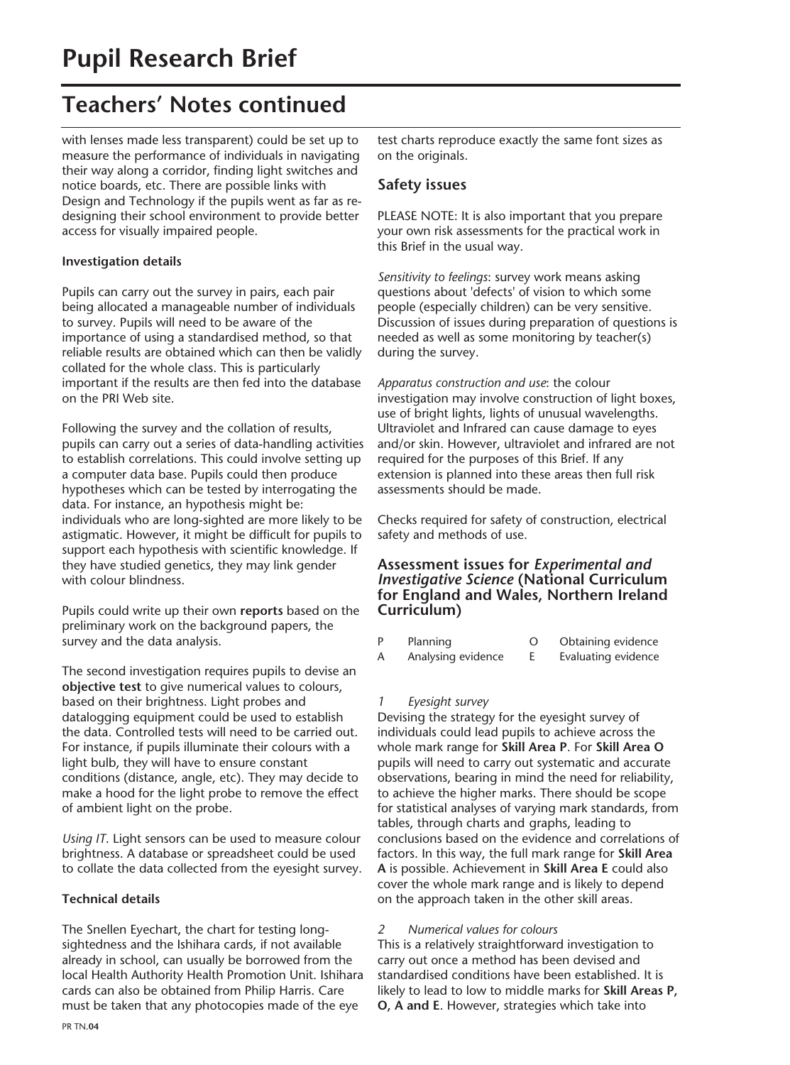# Pupil Research Brief

## Teachers' Notes continued

with lenses made less transparent) could be set up to measure the performance of individuals in navigating their way along a corridor, finding light switches and notice boards, etc. There are possible links with Design and Technology if the pupils went as far as re-designing their school environment to provide better access for visually impaired people.

**Investigation details**

Pupils can carry out the survey in pairs, each pair being allocated a manageable number of individuals to survey. Pupils will need to be aware of the importance of using a standardised method, so that reliable results are obtained which can then be validly collated for the whole class. This is particularly important if the results are then fed into the database on the PRI Web site.

Following the survey and the collation of results, pupils can carry out a series of data-handling activities to establish correlations. This could involve setting up a computer data base. Pupils could then produce hypotheses which can be tested by interrogating the data. For instance, an hypothesis might be: individuals who are long-sighted are more likely to be astigmatic. However, it might be difficult for pupils to support each hypothesis with scientific knowledge. If they have studied genetics, they may link gender with colour blindness.

Pupils could write up their own **reports** based on the preliminary work on the background papers, the survey and the data analysis.

The second investigation requires pupils to devise an **objective test** to give numerical values to colours, based on their brightness. Light probes and datalogging equipment could be used to establish the data. Controlled tests will need to be carried out. For instance, if pupils illuminate their colours with a light bulb, they will have to ensure constant conditions (distance, angle, etc). They may decide to make a hood for the light probe to remove the effect of ambient light on the probe.

*Using IT*. Light sensors can be used to measure colour brightness. A database or spreadsheet could be used to collate the data collected from the eyesight survey.

**Technical details**

The Snellen Eyechart, the chart for testing long-sightedness and the Ishihara cards, if not available already in school, can usually be borrowed from the local Health Authority Health Promotion Unit. Ishihara cards can also be obtained from Philip Harris. Care must be taken that any photocopies made of the eye test charts reproduce exactly the same font sizes as on the originals.

### Safety issues

PLEASE NOTE: It is also important that you prepare your own risk assessments for the practical work in this Brief in the usual way.

*Sensitivity to feelings*: survey work means asking questions about 'defects' of vision to which some people (especially children) can be very sensitive. Discussion of issues during preparation of questions is needed as well as some monitoring by teacher(s) during the survey.

*Apparatus construction and use*: the colour investigation may involve construction of light boxes, use of bright lights, lights of unusual wavelengths. Ultraviolet and Infrared can cause damage to eyes and/or skin. However, ultraviolet and infrared are not required for the purposes of this Brief. If any extension is planned into these areas then full risk assessments should be made.

Checks required for safety of construction, electrical safety and methods of use.

### Assessment issues for *Experimental and Investigative Science* (National Curriculum for England and Wales, Northern Ireland Curriculum)

| | | | |
|---|---|---|---|
| P | Planning | O | Obtaining evidence |
| A | Analysing evidence | E | Evaluating evidence |

*1 Eyesight survey*

Devising the strategy for the eyesight survey of individuals could lead pupils to achieve across the whole mark range for **Skill Area P**. For **Skill Area O** pupils will need to carry out systematic and accurate observations, bearing in mind the need for reliability, to achieve the higher marks. There should be scope for statistical analyses of varying mark standards, from tables, through charts and graphs, leading to conclusions based on the evidence and correlations of factors. In this way, the full mark range for **Skill Area A** is possible. Achievement in **Skill Area E** could also cover the whole mark range and is likely to depend on the approach taken in the other skill areas.

*2 Numerical values for colours*

This is a relatively straightforward investigation to carry out once a method has been devised and standardised conditions have been established. It is likely to lead to low to middle marks for **Skill Areas P, O, A and E**. However, strategies which take into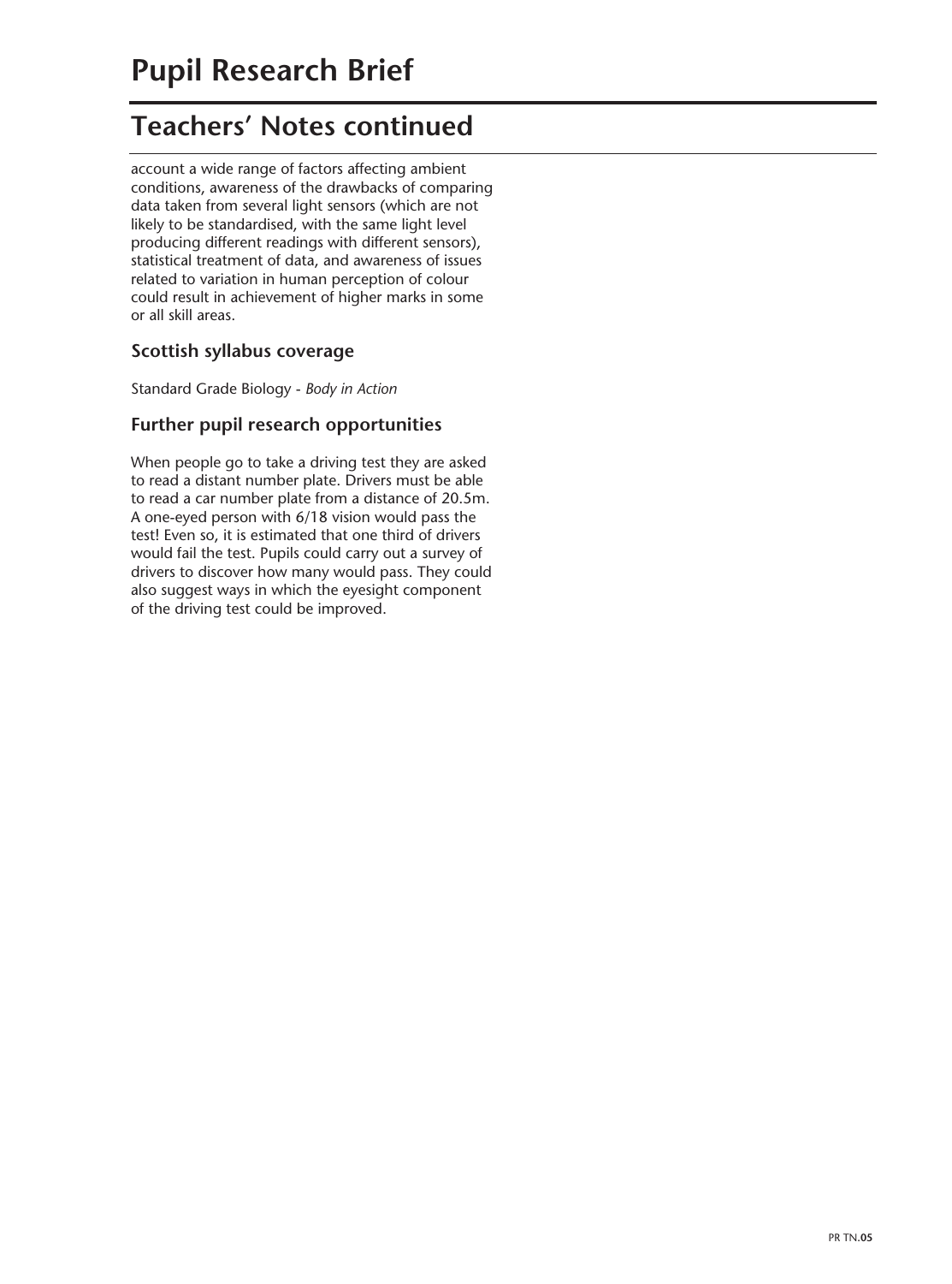# Pupil Research Brief

## Teachers' Notes continued

account a wide range of factors affecting ambient conditions, awareness of the drawbacks of comparing data taken from several light sensors (which are not likely to be standardised, with the same light level producing different readings with different sensors), statistical treatment of data, and awareness of issues related to variation in human perception of colour could result in achievement of higher marks in some or all skill areas.

### Scottish syllabus coverage

Standard Grade Biology - *Body in Action*

### Further pupil research opportunities

When people go to take a driving test they are asked to read a distant number plate. Drivers must be able to read a car number plate from a distance of 20.5m. A one-eyed person with 6/18 vision would pass the test! Even so, it is estimated that one third of drivers would fail the test. Pupils could carry out a survey of drivers to discover how many would pass. They could also suggest ways in which the eyesight component of the driving test could be improved.